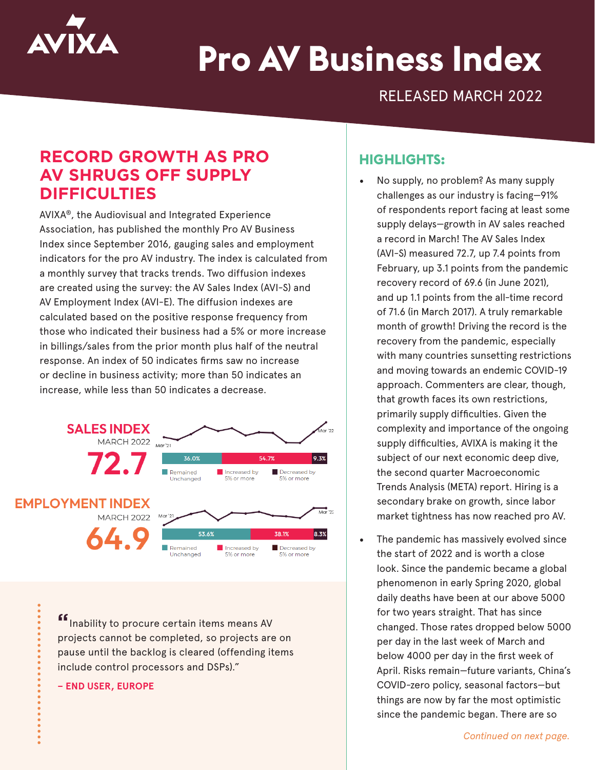# Pro AV Business Index

RELEASED MARCH 2022

## RECORD GROWTH AS PRO AV SHRUGS OFF SUPPLY DIFFICULTIES

AVIXA®, the Audiovisual and Integrated Experience Association, has published the monthly Pro AV Business Index since September 2016, gauging sales and employment indicators for the pro AV industry. The index is calculated from a monthly survey that tracks trends. Two diffusion indexes are created using the survey: the AV Sales Index (AVI-S) and AV Employment Index (AVI-E). The diffusion indexes are calculated based on the positive response frequency from those who indicated their business had a 5% or more increase in billings/sales from the prior month plus half of the neutral response. An index of 50 indicates firms saw no increase or decline in business activity; more than 50 indicates an increase, while less than 50 indicates a decrease.

**SALES INDEX**
MARCH 2022
**72.7**

| Remained Unchanged | Increased by 5% or more | Decreased by 5% or more |
|---|---|---|
| 36.0% | 54.7% | 9.3% |

**EMPLOYMENT INDEX**
MARCH 2022
**64.9**

| Remained Unchanged | Increased by 5% or more | Decreased by 5% or more |
|---|---|---|
| 53.6% | 38.1% | 8.3% |

> "Inability to procure certain items means AV projects cannot be completed, so projects are on pause until the backlog is cleared (offending items include control processors and DSPs)."
>
> **– END USER, EUROPE**

## HIGHLIGHTS:

- No supply, no problem? As many supply challenges as our industry is facing—91% of respondents report facing at least some supply delays—growth in AV sales reached a record in March! The AV Sales Index (AVI-S) measured 72.7, up 7.4 points from February, up 3.1 points from the pandemic recovery record of 69.6 (in June 2021), and up 1.1 points from the all-time record of 71.6 (in March 2017). A truly remarkable month of growth! Driving the record is the recovery from the pandemic, especially with many countries sunsetting restrictions and moving towards an endemic COVID-19 approach. Commenters are clear, though, that growth faces its own restrictions, primarily supply difficulties. Given the complexity and importance of the ongoing supply difficulties, AVIXA is making it the subject of our next economic deep dive, the second quarter Macroeconomic Trends Analysis (META) report. Hiring is a secondary brake on growth, since labor market tightness has now reached pro AV.
- The pandemic has massively evolved since the start of 2022 and is worth a close look. Since the pandemic became a global phenomenon in early Spring 2020, global daily deaths have been at our above 5000 for two years straight. That has since changed. Those rates dropped below 5000 per day in the last week of March and below 4000 per day in the first week of April. Risks remain—future variants, China's COVID-zero policy, seasonal factors—but things are now by far the most optimistic since the pandemic began. There are so

*Continued on next page.*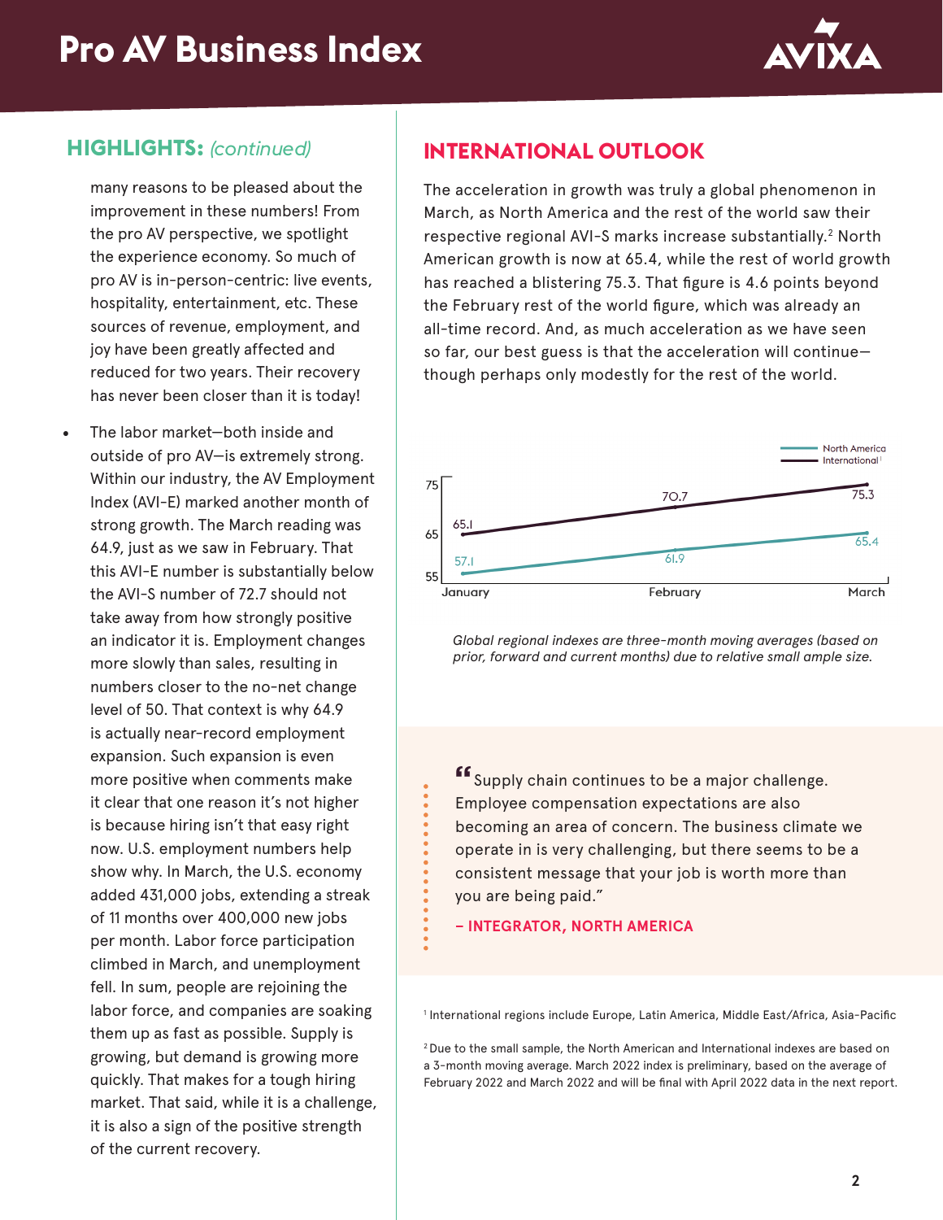## HIGHLIGHTS: *(continued)*

many reasons to be pleased about the improvement in these numbers! From the pro AV perspective, we spotlight the experience economy. So much of pro AV is in-person-centric: live events, hospitality, entertainment, etc. These sources of revenue, employment, and joy have been greatly affected and reduced for two years. Their recovery has never been closer than it is today!

- The labor market—both inside and outside of pro AV—is extremely strong. Within our industry, the AV Employment Index (AVI-E) marked another month of strong growth. The March reading was 64.9, just as we saw in February. That this AVI-E number is substantially below the AVI-S number of 72.7 should not take away from how strongly positive an indicator it is. Employment changes more slowly than sales, resulting in numbers closer to the no-net change level of 50. That context is why 64.9 is actually near-record employment expansion. Such expansion is even more positive when comments make it clear that one reason it's not higher is because hiring isn't that easy right now. U.S. employment numbers help show why. In March, the U.S. economy added 431,000 jobs, extending a streak of 11 months over 400,000 new jobs per month. Labor force participation climbed in March, and unemployment fell. In sum, people are rejoining the labor force, and companies are soaking them up as fast as possible. Supply is growing, but demand is growing more quickly. That makes for a tough hiring market. That said, while it is a challenge, it is also a sign of the positive strength of the current recovery.

## INTERNATIONAL OUTLOOK

The acceleration in growth was truly a global phenomenon in March, as North America and the rest of the world saw their respective regional AVI-S marks increase substantially.[2] North American growth is now at 65.4, while the rest of world growth has reached a blistering 75.3. That figure is 4.6 points beyond the February rest of the world figure, which was already an all-time record. And, as much acceleration as we have seen so far, our best guess is that the acceleration will continue—though perhaps only modestly for the rest of the world.

| | January | February | March |
|---|---|---|---|
| North America | 57.1 | 61.9 | 65.4 |
| International[1] | 65.1 | 70.7 | 75.3 |

*Global regional indexes are three-month moving averages (based on prior, forward and current months) due to relative small ample size.*

> "Supply chain continues to be a major challenge. Employee compensation expectations are also becoming an area of concern. The business climate we operate in is very challenging, but there seems to be a consistent message that your job is worth more than you are being paid."
>
> **– INTEGRATOR, NORTH AMERICA**

[1] International regions include Europe, Latin America, Middle East/Africa, Asia-Pacific

[2] Due to the small sample, the North American and International indexes are based on a 3-month moving average. March 2022 index is preliminary, based on the average of February 2022 and March 2022 and will be final with April 2022 data in the next report.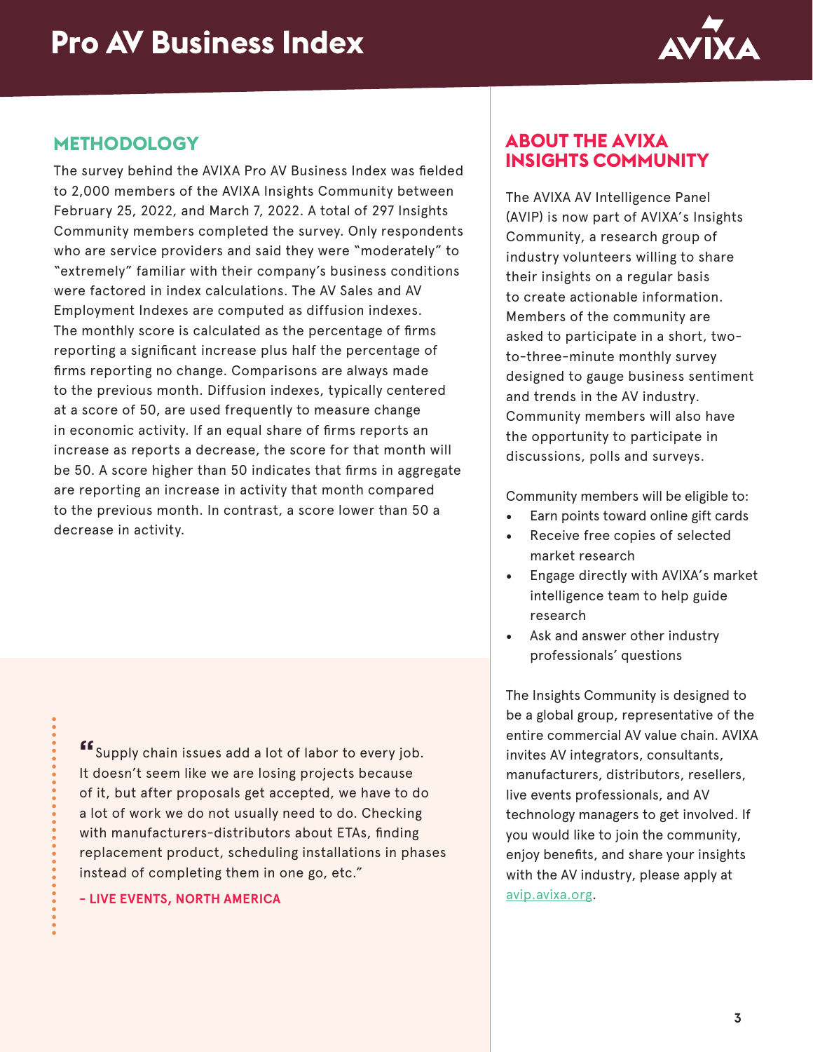## METHODOLOGY

The survey behind the AVIXA Pro AV Business Index was fielded to 2,000 members of the AVIXA Insights Community between February 25, 2022, and March 7, 2022. A total of 297 Insights Community members completed the survey. Only respondents who are service providers and said they were "moderately" to "extremely" familiar with their company's business conditions were factored in index calculations. The AV Sales and AV Employment Indexes are computed as diffusion indexes. The monthly score is calculated as the percentage of firms reporting a significant increase plus half the percentage of firms reporting no change. Comparisons are always made to the previous month. Diffusion indexes, typically centered at a score of 50, are used frequently to measure change in economic activity. If an equal share of firms reports an increase as reports a decrease, the score for that month will be 50. A score higher than 50 indicates that firms in aggregate are reporting an increase in activity that month compared to the previous month. In contrast, a score lower than 50 a decrease in activity.

> "Supply chain issues add a lot of labor to every job. It doesn't seem like we are losing projects because of it, but after proposals get accepted, we have to do a lot of work we do not usually need to do. Checking with manufacturers-distributors about ETAs, finding replacement product, scheduling installations in phases instead of completing them in one go, etc."
>
> **– LIVE EVENTS, NORTH AMERICA**

## ABOUT THE AVIXA INSIGHTS COMMUNITY

The AVIXA AV Intelligence Panel (AVIP) is now part of AVIXA's Insights Community, a research group of industry volunteers willing to share their insights on a regular basis to create actionable information. Members of the community are asked to participate in a short, two-to-three-minute monthly survey designed to gauge business sentiment and trends in the AV industry. Community members will also have the opportunity to participate in discussions, polls and surveys.

Community members will be eligible to:

- Earn points toward online gift cards
- Receive free copies of selected market research
- Engage directly with AVIXA's market intelligence team to help guide research
- Ask and answer other industry professionals' questions

The Insights Community is designed to be a global group, representative of the entire commercial AV value chain. AVIXA invites AV integrators, consultants, manufacturers, distributors, resellers, live events professionals, and AV technology managers to get involved. If you would like to join the community, enjoy benefits, and share your insights with the AV industry, please apply at avip.avixa.org.